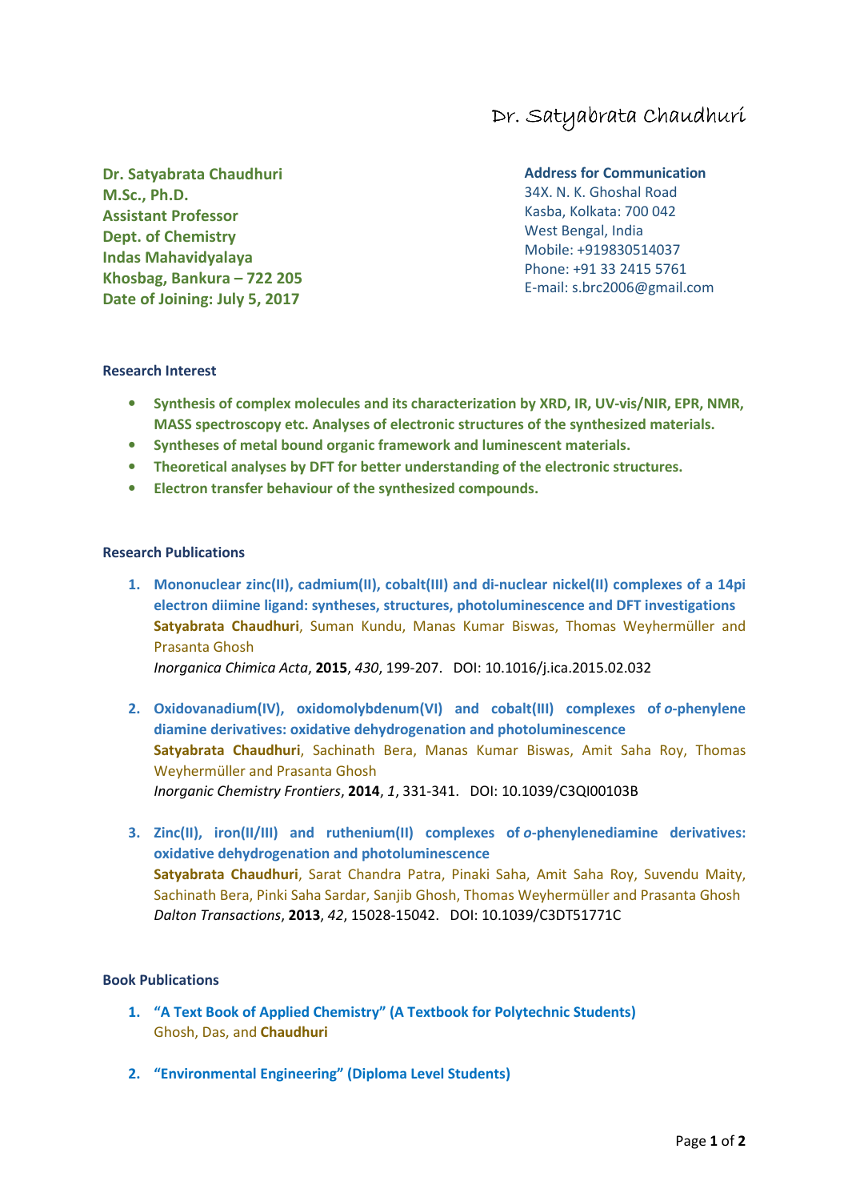# Dr. Satyabrata Chaudhuri

**Dr. Satyabrata Chaudhuri**
**M.Sc., Ph.D.**
**Assistant Professor**
**Dept. of Chemistry**
**Indas Mahavidyalaya**
**Khosbag, Bankura – 722 205**
**Date of Joining: July 5, 2017**

**Address for Communication**
34X. N. K. Ghoshal Road
Kasba, Kolkata: 700 042
West Bengal, India
Mobile: +919830514037
Phone: +91 33 2415 5761
E-mail: s.brc2006@gmail.com

## Research Interest

- **Synthesis of complex molecules and its characterization by XRD, IR, UV-vis/NIR, EPR, NMR, MASS spectroscopy etc. Analyses of electronic structures of the synthesized materials.**
- **Syntheses of metal bound organic framework and luminescent materials.**
- **Theoretical analyses by DFT for better understanding of the electronic structures.**
- **Electron transfer behaviour of the synthesized compounds.**

## Research Publications

1. **Mononuclear zinc(II), cadmium(II), cobalt(III) and di-nuclear nickel(II) complexes of a 14pi electron diimine ligand: syntheses, structures, photoluminescence and DFT investigations**
   **Satyabrata Chaudhuri**, Suman Kundu, Manas Kumar Biswas, Thomas Weyhermüller and Prasanta Ghosh
   *Inorganica Chimica Acta*, **2015**, *430*, 199-207. DOI: 10.1016/j.ica.2015.02.032

2. **Oxidovanadium(IV), oxidomolybdenum(VI) and cobalt(III) complexes of *o*-phenylene diamine derivatives: oxidative dehydrogenation and photoluminescence**
   **Satyabrata Chaudhuri**, Sachinath Bera, Manas Kumar Biswas, Amit Saha Roy, Thomas Weyhermüller and Prasanta Ghosh
   *Inorganic Chemistry Frontiers*, **2014**, *1*, 331-341. DOI: 10.1039/C3QI00103B

3. **Zinc(II), iron(II/III) and ruthenium(II) complexes of *o*-phenylenediamine derivatives: oxidative dehydrogenation and photoluminescence**
   **Satyabrata Chaudhuri**, Sarat Chandra Patra, Pinaki Saha, Amit Saha Roy, Suvendu Maity, Sachinath Bera, Pinki Saha Sardar, Sanjib Ghosh, Thomas Weyhermüller and Prasanta Ghosh
   *Dalton Transactions*, **2013**, *42*, 15028-15042. DOI: 10.1039/C3DT51771C

## Book Publications

1. **"A Text Book of Applied Chemistry" (A Textbook for Polytechnic Students)**
   Ghosh, Das, and **Chaudhuri**

2. **"Environmental Engineering" (Diploma Level Students)**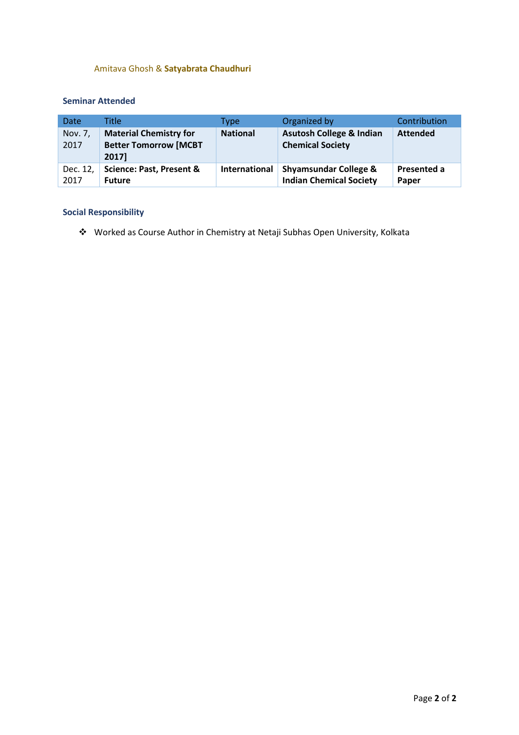Amitava Ghosh & **Satyabrata Chaudhuri**

### Seminar Attended

| Date | Title | Type | Organized by | Contribution |
|---|---|---|---|---|
| Nov. 7, 2017 | **Material Chemistry for Better Tomorrow [MCBT 2017]** | **National** | **Asutosh College & Indian Chemical Society** | **Attended** |
| Dec. 12, 2017 | **Science: Past, Present & Future** | **International** | **Shyamsundar College & Indian Chemical Society** | **Presented a Paper** |

### Social Responsibility

- Worked as Course Author in Chemistry at Netaji Subhas Open University, Kolkata